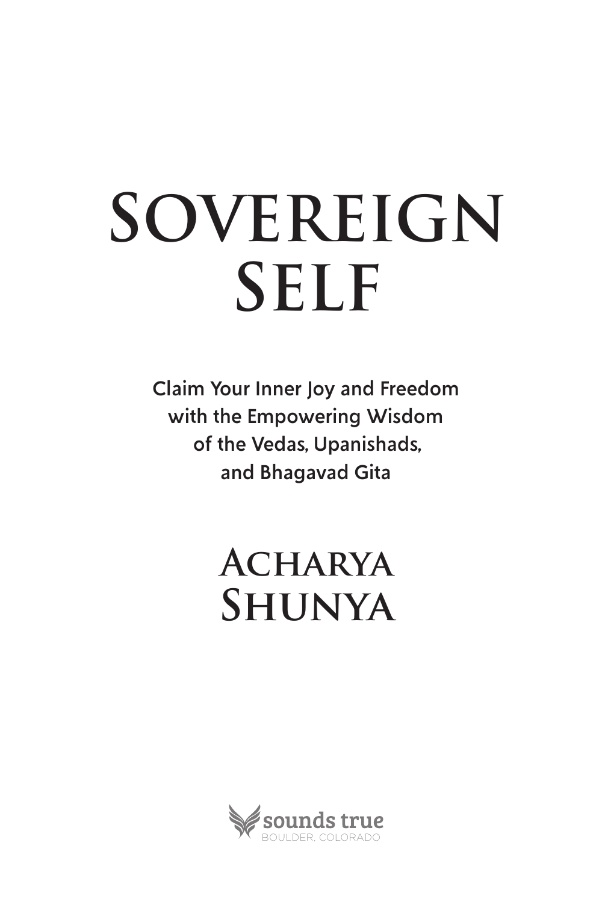# SOVEREIGN SELF

Claim Your Inner Joy and Freedom with the Empowering Wisdom of the Vedas, Upanishads, and Bhagavad Gita

## ACHARYA SHUNYA

sounds true
BOULDER, COLORADO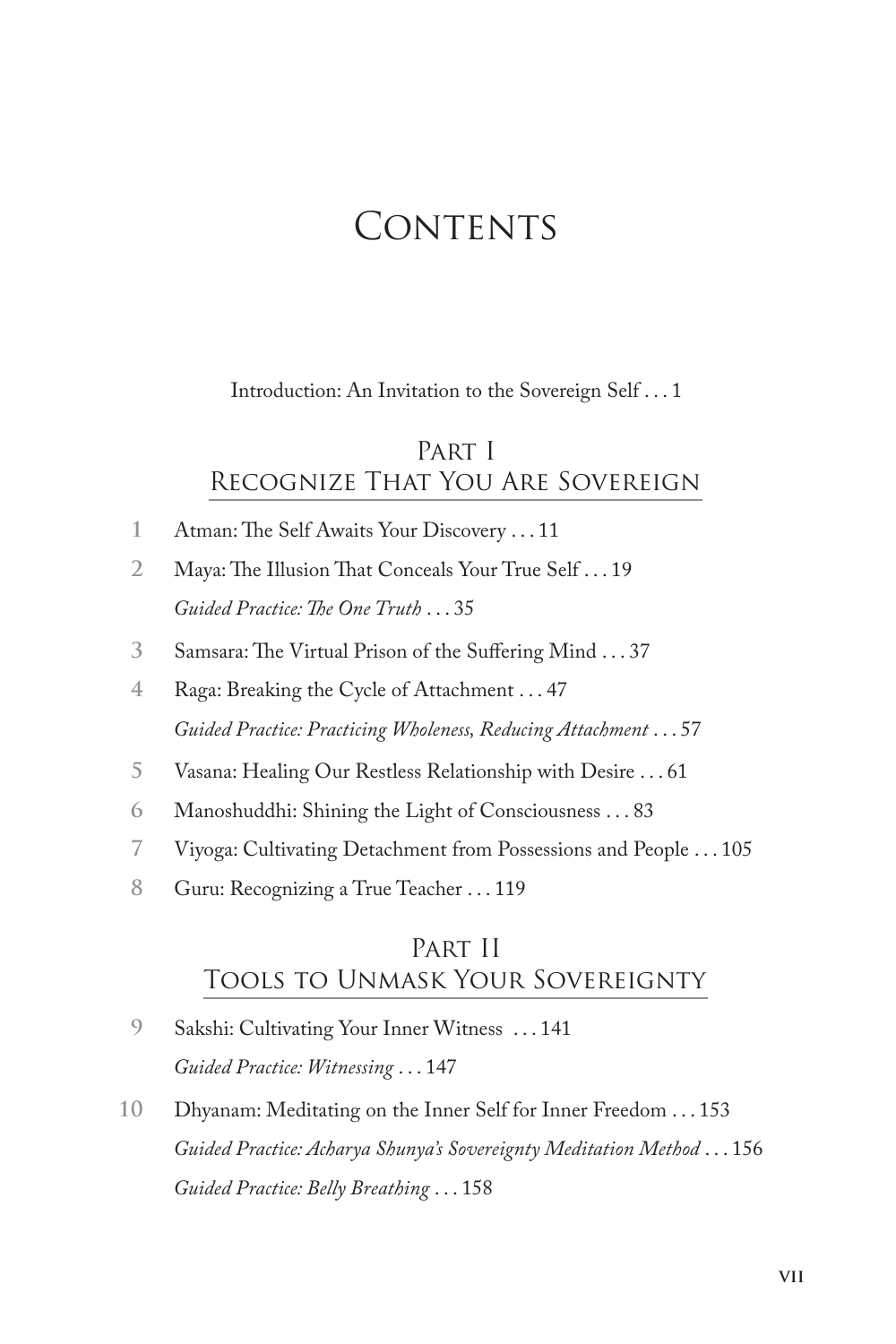# Contents

Introduction: An Invitation to the Sovereign Self . . . 1

## Part I
## Recognize That You Are Sovereign

1 Atman: The Self Awaits Your Discovery . . . 11

2 Maya: The Illusion That Conceals Your True Self . . . 19

*Guided Practice: The One Truth* . . . 35

3 Samsara: The Virtual Prison of the Suffering Mind . . . 37

4 Raga: Breaking the Cycle of Attachment . . . 47

*Guided Practice: Practicing Wholeness, Reducing Attachment* . . . 57

5 Vasana: Healing Our Restless Relationship with Desire . . . 61

6 Manoshuddhi: Shining the Light of Consciousness . . . 83

7 Viyoga: Cultivating Detachment from Possessions and People . . . 105

8 Guru: Recognizing a True Teacher . . . 119

## Part II
## Tools to Unmask Your Sovereignty

9 Sakshi: Cultivating Your Inner Witness . . . 141

*Guided Practice: Witnessing* . . . 147

10 Dhyanam: Meditating on the Inner Self for Inner Freedom . . . 153

*Guided Practice: Acharya Shunya's Sovereignty Meditation Method* . . . 156

*Guided Practice: Belly Breathing* . . . 158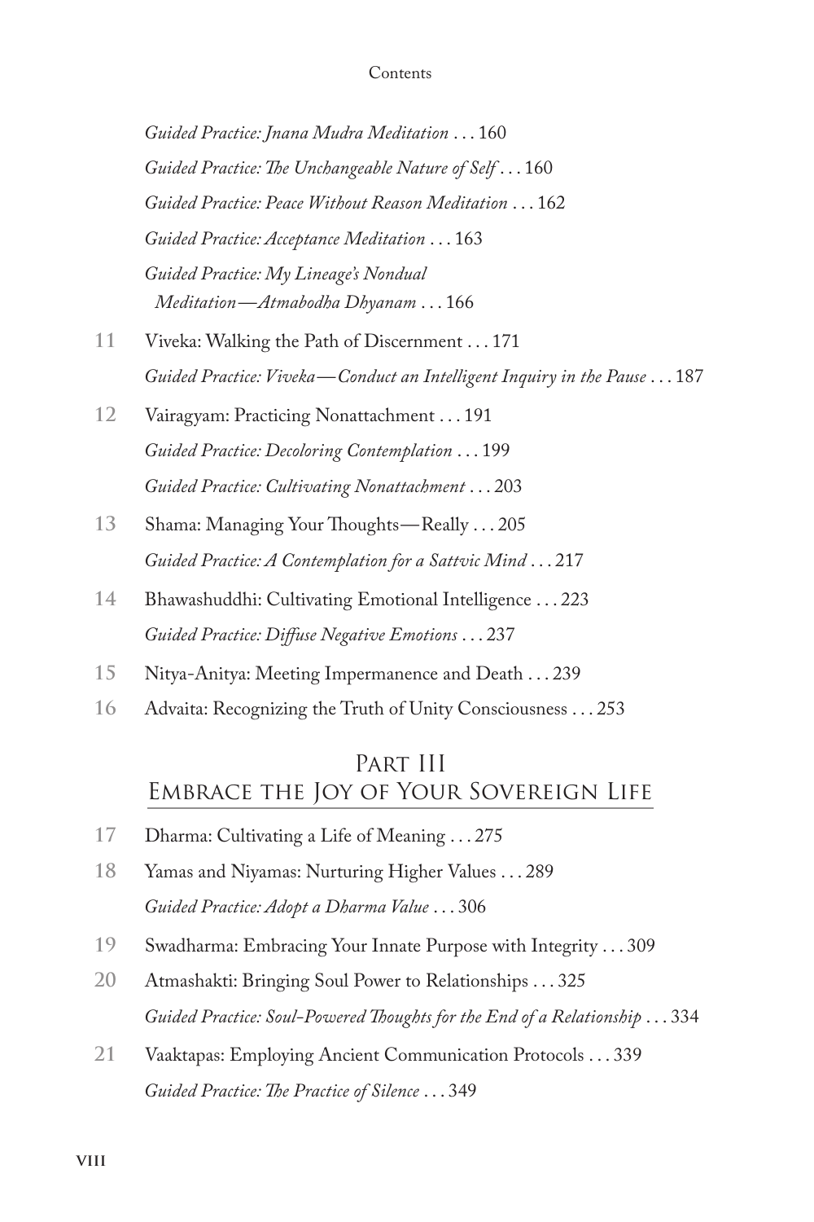*Guided Practice: Jnana Mudra Meditation* . . . 160

*Guided Practice: The Unchangeable Nature of Self* . . . 160

*Guided Practice: Peace Without Reason Meditation* . . . 162

*Guided Practice: Acceptance Meditation* . . . 163

*Guided Practice: My Lineage's Nondual Meditation—Atmabodha Dhyanam* . . . 166

**11** Viveka: Walking the Path of Discernment . . . 171

*Guided Practice: Viveka—Conduct an Intelligent Inquiry in the Pause* . . . 187

**12** Vairagyam: Practicing Nonattachment . . . 191

*Guided Practice: Decoloring Contemplation* . . . 199

*Guided Practice: Cultivating Nonattachment* . . . 203

**13** Shama: Managing Your Thoughts—Really . . . 205

*Guided Practice: A Contemplation for a Sattvic Mind* . . . 217

**14** Bhawashuddhi: Cultivating Emotional Intelligence . . . 223

*Guided Practice: Diffuse Negative Emotions* . . . 237

**15** Nitya-Anitya: Meeting Impermanence and Death . . . 239

**16** Advaita: Recognizing the Truth of Unity Consciousness . . . 253

## Part III
## Embrace the Joy of Your Sovereign Life

**17** Dharma: Cultivating a Life of Meaning . . . 275

**18** Yamas and Niyamas: Nurturing Higher Values . . . 289

*Guided Practice: Adopt a Dharma Value* . . . 306

**19** Swadharma: Embracing Your Innate Purpose with Integrity . . . 309

**20** Atmashakti: Bringing Soul Power to Relationships . . . 325

*Guided Practice: Soul-Powered Thoughts for the End of a Relationship* . . . 334

**21** Vaaktapas: Employing Ancient Communication Protocols . . . 339

*Guided Practice: The Practice of Silence* . . . 349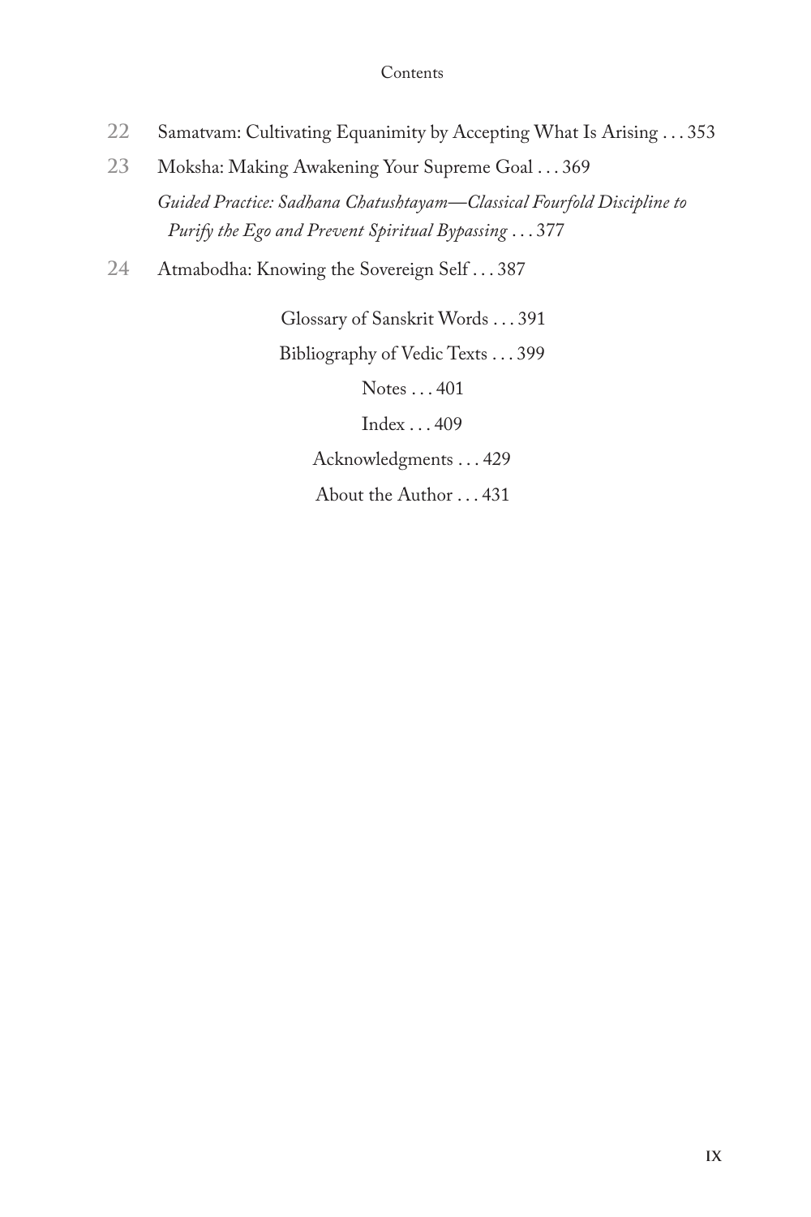22 Samatvam: Cultivating Equanimity by Accepting What Is Arising . . . 353

23 Moksha: Making Awakening Your Supreme Goal . . . 369

*Guided Practice: Sadhana Chatushtayam—Classical Fourfold Discipline to Purify the Ego and Prevent Spiritual Bypassing* . . . 377

24 Atmabodha: Knowing the Sovereign Self . . . 387

Glossary of Sanskrit Words . . . 391

Bibliography of Vedic Texts . . . 399

Notes . . . 401

Index . . . 409

Acknowledgments . . . 429

About the Author . . . 431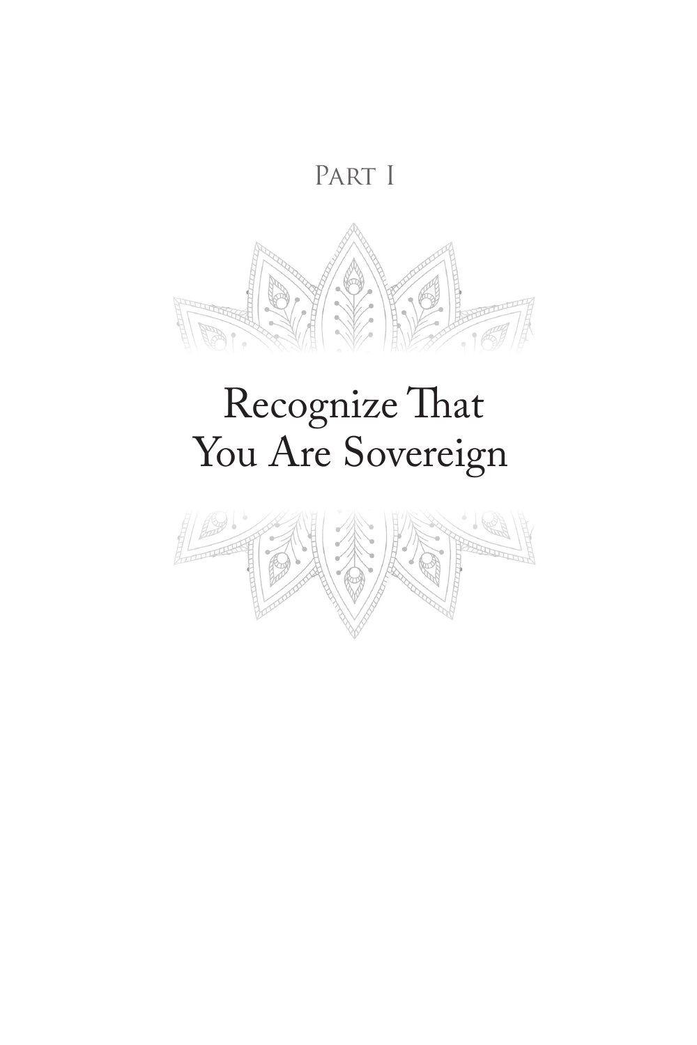# Part I

# Recognize That You Are Sovereign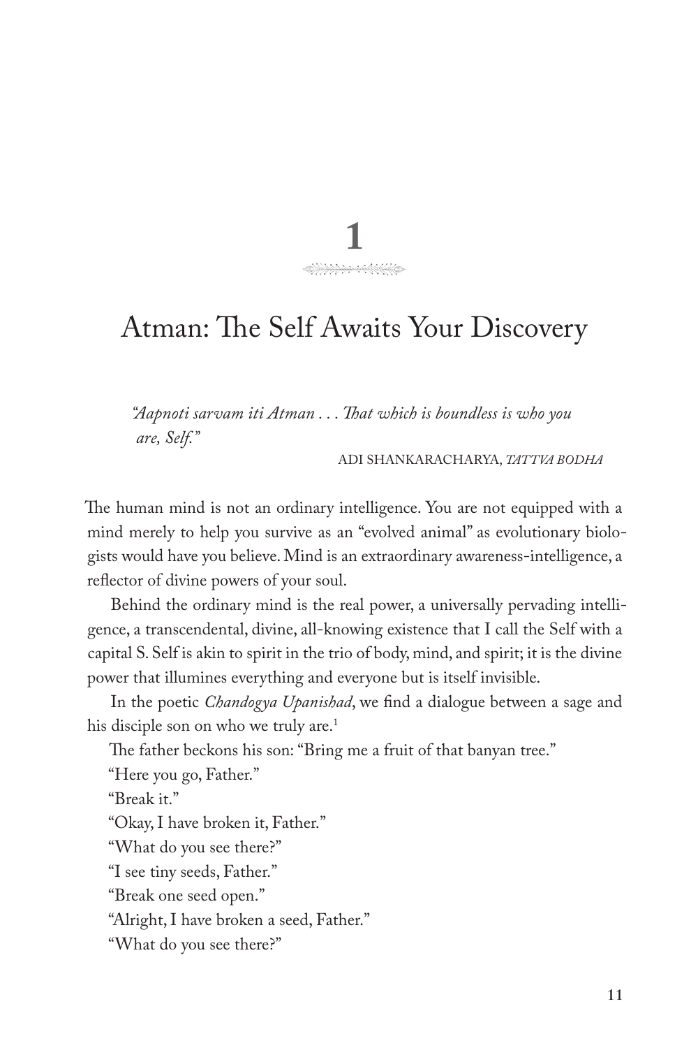# 1

## Atman: The Self Awaits Your Discovery

> *"Aapnoti sarvam iti Atman . . . That which is boundless is who you are, Self."*
>
> ADI SHANKARACHARYA, *TATTVA BODHA*

The human mind is not an ordinary intelligence. You are not equipped with a mind merely to help you survive as an "evolved animal" as evolutionary biologists would have you believe. Mind is an extraordinary awareness-intelligence, a reflector of divine powers of your soul.

Behind the ordinary mind is the real power, a universally pervading intelligence, a transcendental, divine, all-knowing existence that I call the Self with a capital S. Self is akin to spirit in the trio of body, mind, and spirit; it is the divine power that illumines everything and everyone but is itself invisible.

In the poetic *Chandogya Upanishad*, we find a dialogue between a sage and his disciple son on who we truly are.[1]

The father beckons his son: "Bring me a fruit of that banyan tree."

"Here you go, Father."

"Break it."

"Okay, I have broken it, Father."

"What do you see there?"

"I see tiny seeds, Father."

"Break one seed open."

"Alright, I have broken a seed, Father."

"What do you see there?"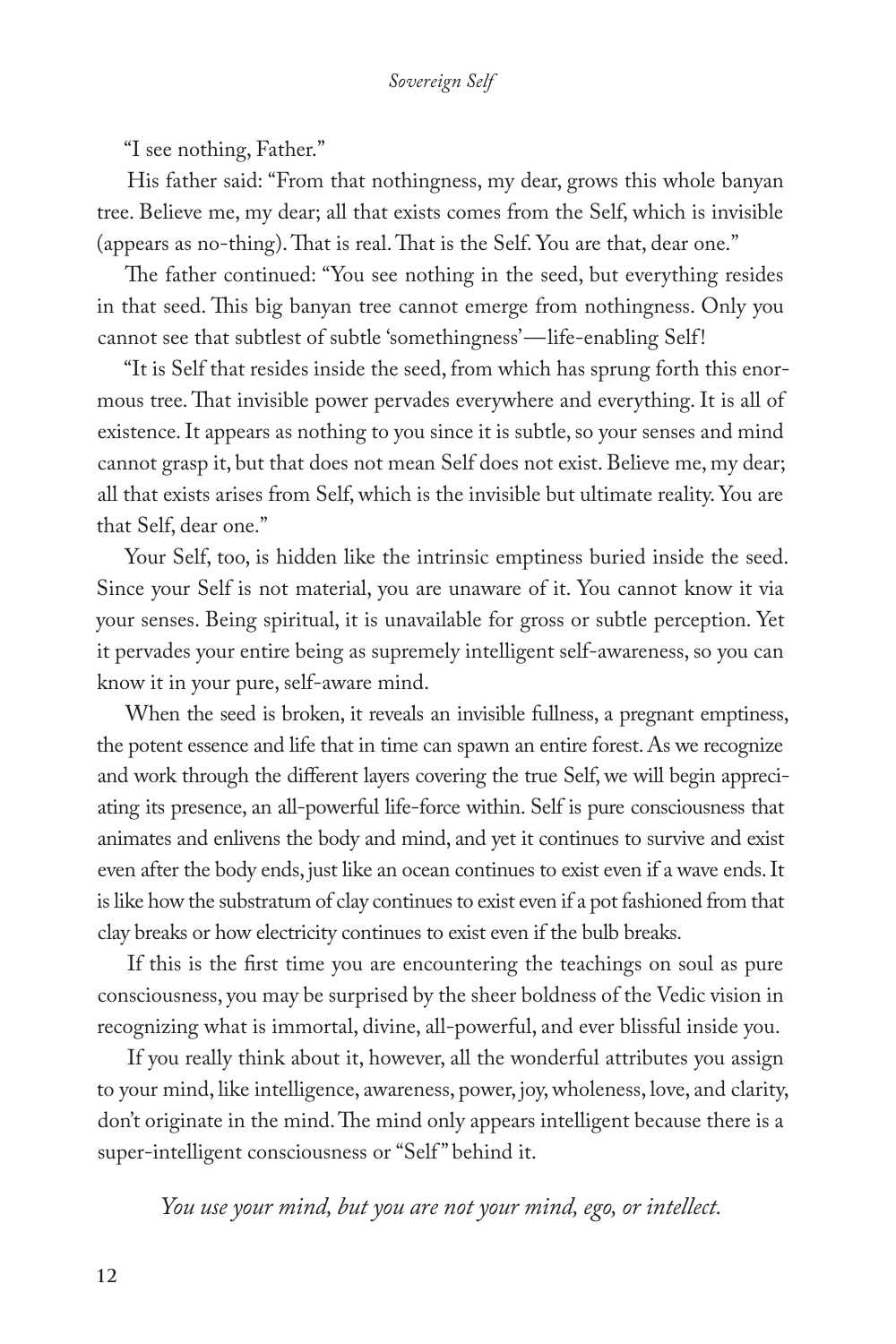"I see nothing, Father."

His father said: "From that nothingness, my dear, grows this whole banyan tree. Believe me, my dear; all that exists comes from the Self, which is invisible (appears as no-thing). That is real. That is the Self. You are that, dear one."

The father continued: "You see nothing in the seed, but everything resides in that seed. This big banyan tree cannot emerge from nothingness. Only you cannot see that subtlest of subtle 'somethingness'—life-enabling Self!

"It is Self that resides inside the seed, from which has sprung forth this enormous tree. That invisible power pervades everywhere and everything. It is all of existence. It appears as nothing to you since it is subtle, so your senses and mind cannot grasp it, but that does not mean Self does not exist. Believe me, my dear; all that exists arises from Self, which is the invisible but ultimate reality. You are that Self, dear one."

Your Self, too, is hidden like the intrinsic emptiness buried inside the seed. Since your Self is not material, you are unaware of it. You cannot know it via your senses. Being spiritual, it is unavailable for gross or subtle perception. Yet it pervades your entire being as supremely intelligent self-awareness, so you can know it in your pure, self-aware mind.

When the seed is broken, it reveals an invisible fullness, a pregnant emptiness, the potent essence and life that in time can spawn an entire forest. As we recognize and work through the different layers covering the true Self, we will begin appreciating its presence, an all-powerful life-force within. Self is pure consciousness that animates and enlivens the body and mind, and yet it continues to survive and exist even after the body ends, just like an ocean continues to exist even if a wave ends. It is like how the substratum of clay continues to exist even if a pot fashioned from that clay breaks or how electricity continues to exist even if the bulb breaks.

If this is the first time you are encountering the teachings on soul as pure consciousness, you may be surprised by the sheer boldness of the Vedic vision in recognizing what is immortal, divine, all-powerful, and ever blissful inside you.

If you really think about it, however, all the wonderful attributes you assign to your mind, like intelligence, awareness, power, joy, wholeness, love, and clarity, don't originate in the mind. The mind only appears intelligent because there is a super-intelligent consciousness or "Self" behind it.

*You use your mind, but you are not your mind, ego, or intellect.*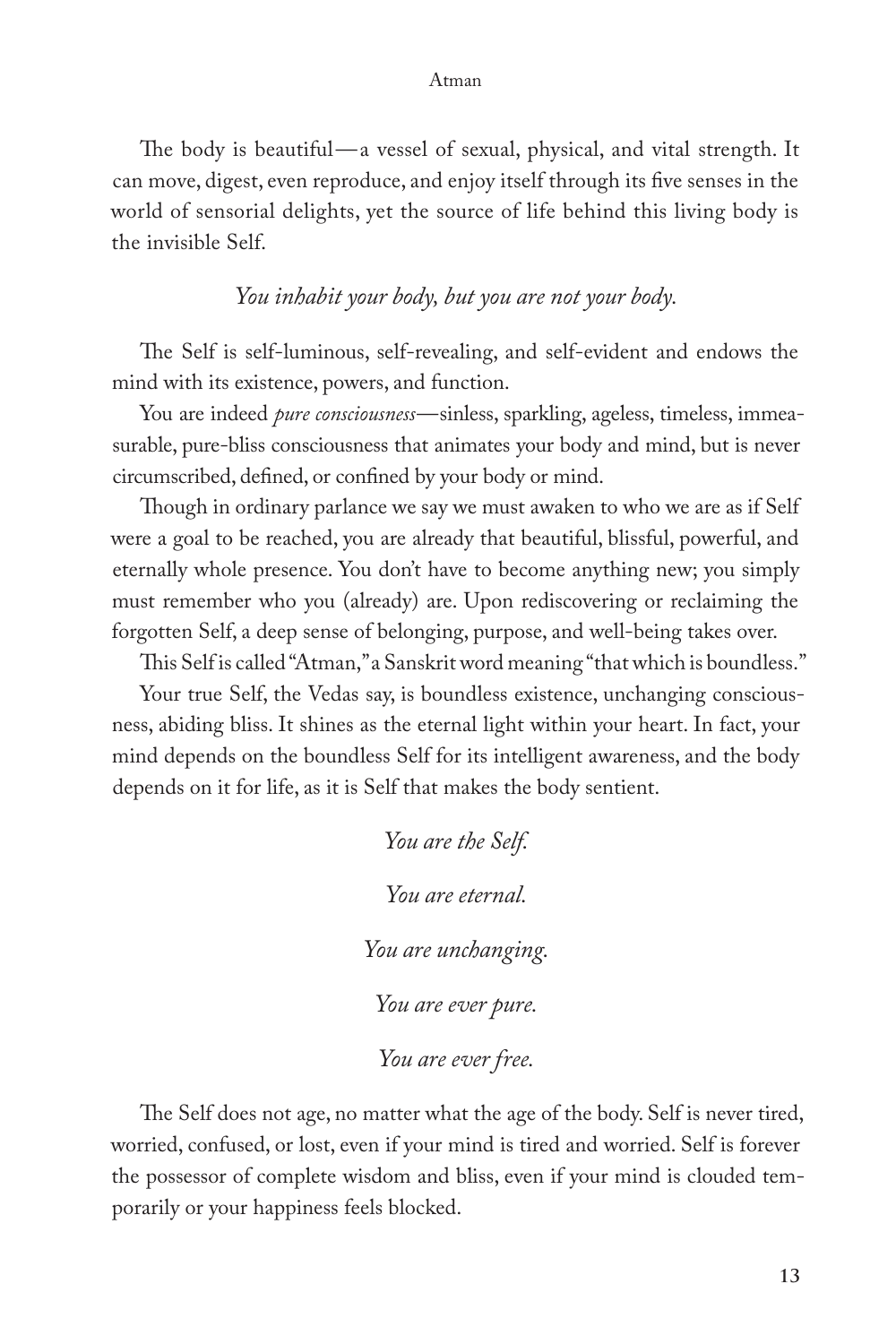The body is beautiful—a vessel of sexual, physical, and vital strength. It can move, digest, even reproduce, and enjoy itself through its five senses in the world of sensorial delights, yet the source of life behind this living body is the invisible Self.

*You inhabit your body, but you are not your body.*

The Self is self-luminous, self-revealing, and self-evident and endows the mind with its existence, powers, and function.

You are indeed *pure consciousness*—sinless, sparkling, ageless, timeless, immeasurable, pure-bliss consciousness that animates your body and mind, but is never circumscribed, defined, or confined by your body or mind.

Though in ordinary parlance we say we must awaken to who we are as if Self were a goal to be reached, you are already that beautiful, blissful, powerful, and eternally whole presence. You don't have to become anything new; you simply must remember who you (already) are. Upon rediscovering or reclaiming the forgotten Self, a deep sense of belonging, purpose, and well-being takes over.

This Self is called "Atman," a Sanskrit word meaning "that which is boundless."

Your true Self, the Vedas say, is boundless existence, unchanging consciousness, abiding bliss. It shines as the eternal light within your heart. In fact, your mind depends on the boundless Self for its intelligent awareness, and the body depends on it for life, as it is Self that makes the body sentient.

*You are the Self.*

*You are eternal.*

*You are unchanging.*

*You are ever pure.*

*You are ever free.*

The Self does not age, no matter what the age of the body. Self is never tired, worried, confused, or lost, even if your mind is tired and worried. Self is forever the possessor of complete wisdom and bliss, even if your mind is clouded temporarily or your happiness feels blocked.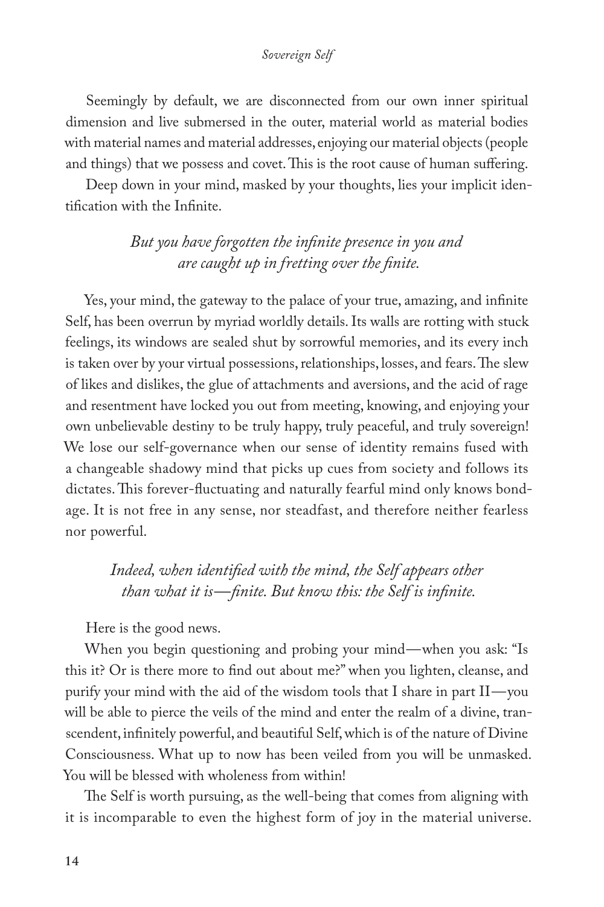Seemingly by default, we are disconnected from our own inner spiritual dimension and live submersed in the outer, material world as material bodies with material names and material addresses, enjoying our material objects (people and things) that we possess and covet. This is the root cause of human suffering.

Deep down in your mind, masked by your thoughts, lies your implicit identification with the Infinite.

*But you have forgotten the infinite presence in you and are caught up in fretting over the finite.*

Yes, your mind, the gateway to the palace of your true, amazing, and infinite Self, has been overrun by myriad worldly details. Its walls are rotting with stuck feelings, its windows are sealed shut by sorrowful memories, and its every inch is taken over by your virtual possessions, relationships, losses, and fears. The slew of likes and dislikes, the glue of attachments and aversions, and the acid of rage and resentment have locked you out from meeting, knowing, and enjoying your own unbelievable destiny to be truly happy, truly peaceful, and truly sovereign! We lose our self-governance when our sense of identity remains fused with a changeable shadowy mind that picks up cues from society and follows its dictates. This forever-fluctuating and naturally fearful mind only knows bondage. It is not free in any sense, nor steadfast, and therefore neither fearless nor powerful.

*Indeed, when identified with the mind, the Self appears other than what it is—finite. But know this: the Self is infinite.*

Here is the good news.

When you begin questioning and probing your mind—when you ask: "Is this it? Or is there more to find out about me?" when you lighten, cleanse, and purify your mind with the aid of the wisdom tools that I share in part II—you will be able to pierce the veils of the mind and enter the realm of a divine, transcendent, infinitely powerful, and beautiful Self, which is of the nature of Divine Consciousness. What up to now has been veiled from you will be unmasked. You will be blessed with wholeness from within!

The Self is worth pursuing, as the well-being that comes from aligning with it is incomparable to even the highest form of joy in the material universe.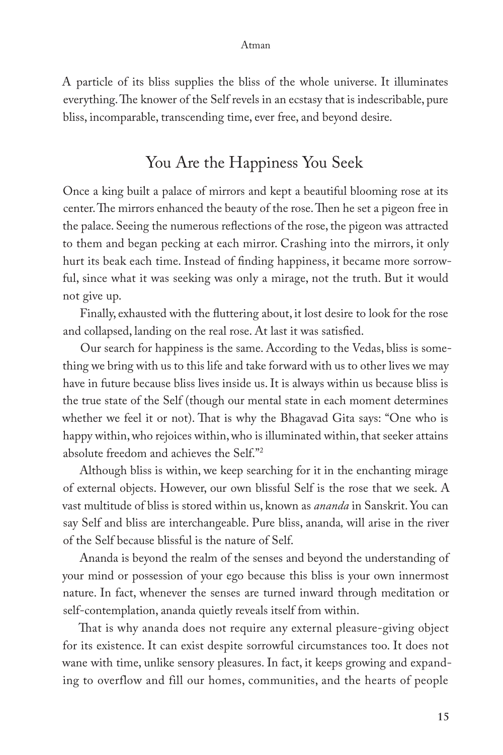A particle of its bliss supplies the bliss of the whole universe. It illuminates everything. The knower of the Self revels in an ecstasy that is indescribable, pure bliss, incomparable, transcending time, ever free, and beyond desire.

## You Are the Happiness You Seek

Once a king built a palace of mirrors and kept a beautiful blooming rose at its center. The mirrors enhanced the beauty of the rose. Then he set a pigeon free in the palace. Seeing the numerous reflections of the rose, the pigeon was attracted to them and began pecking at each mirror. Crashing into the mirrors, it only hurt its beak each time. Instead of finding happiness, it became more sorrowful, since what it was seeking was only a mirage, not the truth. But it would not give up.

Finally, exhausted with the fluttering about, it lost desire to look for the rose and collapsed, landing on the real rose. At last it was satisfied.

Our search for happiness is the same. According to the Vedas, bliss is something we bring with us to this life and take forward with us to other lives we may have in future because bliss lives inside us. It is always within us because bliss is the true state of the Self (though our mental state in each moment determines whether we feel it or not). That is why the Bhagavad Gita says: "One who is happy within, who rejoices within, who is illuminated within, that seeker attains absolute freedom and achieves the Self."[2]

Although bliss is within, we keep searching for it in the enchanting mirage of external objects. However, our own blissful Self is the rose that we seek. A vast multitude of bliss is stored within us, known as *ananda* in Sanskrit. You can say Self and bliss are interchangeable. Pure bliss, ananda, will arise in the river of the Self because blissful is the nature of Self.

Ananda is beyond the realm of the senses and beyond the understanding of your mind or possession of your ego because this bliss is your own innermost nature. In fact, whenever the senses are turned inward through meditation or self-contemplation, ananda quietly reveals itself from within.

That is why ananda does not require any external pleasure-giving object for its existence. It can exist despite sorrowful circumstances too. It does not wane with time, unlike sensory pleasures. In fact, it keeps growing and expanding to overflow and fill our homes, communities, and the hearts of people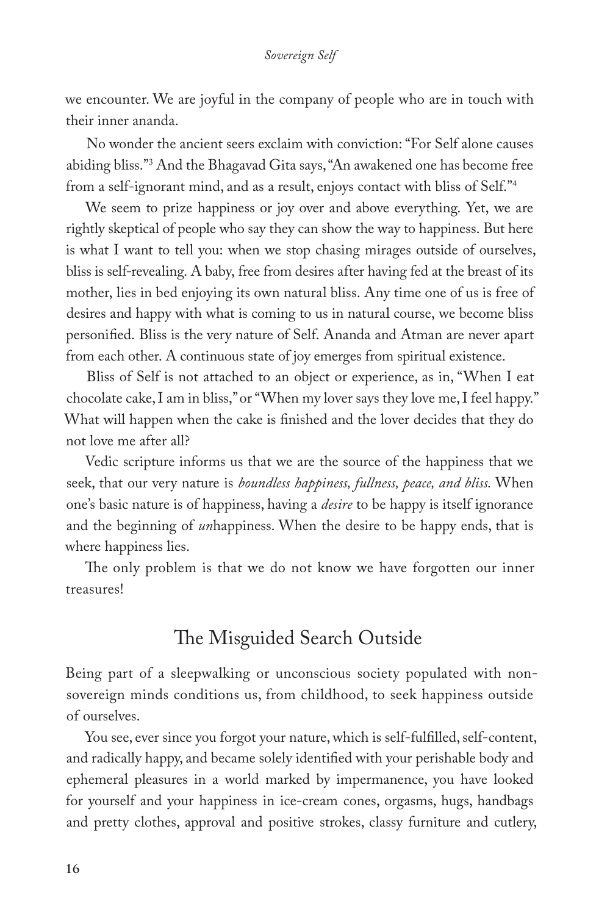we encounter. We are joyful in the company of people who are in touch with their inner ananda.

No wonder the ancient seers exclaim with conviction: "For Self alone causes abiding bliss."[3] And the Bhagavad Gita says, "An awakened one has become free from a self-ignorant mind, and as a result, enjoys contact with bliss of Self."[4]

We seem to prize happiness or joy over and above everything. Yet, we are rightly skeptical of people who say they can show the way to happiness. But here is what I want to tell you: when we stop chasing mirages outside of ourselves, bliss is self-revealing. A baby, free from desires after having fed at the breast of its mother, lies in bed enjoying its own natural bliss. Any time one of us is free of desires and happy with what is coming to us in natural course, we become bliss personified. Bliss is the very nature of Self. Ananda and Atman are never apart from each other. A continuous state of joy emerges from spiritual existence.

Bliss of Self is not attached to an object or experience, as in, "When I eat chocolate cake, I am in bliss," or "When my lover says they love me, I feel happy." What will happen when the cake is finished and the lover decides that they do not love me after all?

Vedic scripture informs us that we are the source of the happiness that we seek, that our very nature is *boundless happiness, fullness, peace, and bliss.* When one's basic nature is of happiness, having a *desire* to be happy is itself ignorance and the beginning of *un*happiness. When the desire to be happy ends, that is where happiness lies.

The only problem is that we do not know we have forgotten our inner treasures!

## The Misguided Search Outside

Being part of a sleepwalking or unconscious society populated with non-sovereign minds conditions us, from childhood, to seek happiness outside of ourselves.

You see, ever since you forgot your nature, which is self-fulfilled, self-content, and radically happy, and became solely identified with your perishable body and ephemeral pleasures in a world marked by impermanence, you have looked for yourself and your happiness in ice-cream cones, orgasms, hugs, handbags and pretty clothes, approval and positive strokes, classy furniture and cutlery,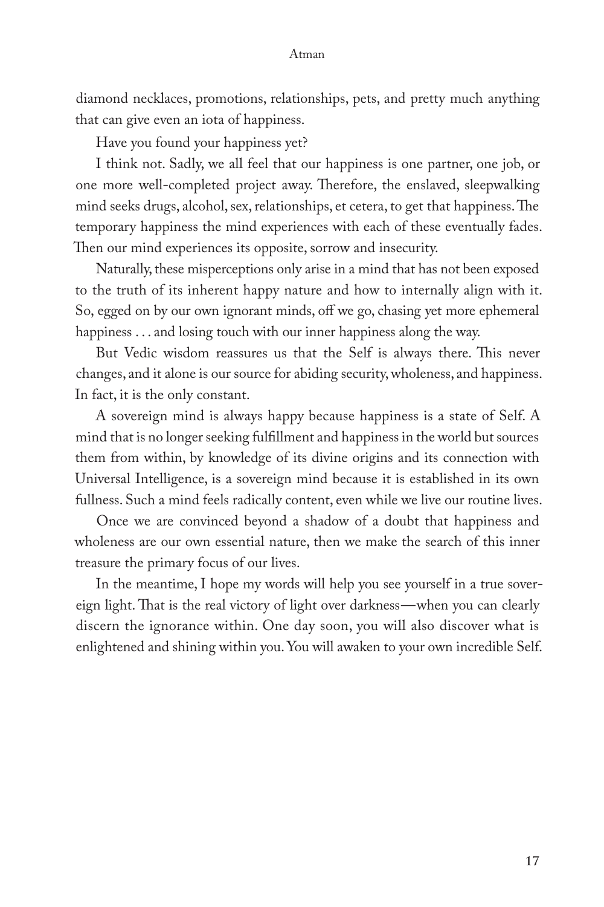diamond necklaces, promotions, relationships, pets, and pretty much anything that can give even an iota of happiness.

Have you found your happiness yet?

I think not. Sadly, we all feel that our happiness is one partner, one job, or one more well-completed project away. Therefore, the enslaved, sleepwalking mind seeks drugs, alcohol, sex, relationships, et cetera, to get that happiness. The temporary happiness the mind experiences with each of these eventually fades. Then our mind experiences its opposite, sorrow and insecurity.

Naturally, these misperceptions only arise in a mind that has not been exposed to the truth of its inherent happy nature and how to internally align with it. So, egged on by our own ignorant minds, off we go, chasing yet more ephemeral happiness . . . and losing touch with our inner happiness along the way.

But Vedic wisdom reassures us that the Self is always there. This never changes, and it alone is our source for abiding security, wholeness, and happiness. In fact, it is the only constant.

A sovereign mind is always happy because happiness is a state of Self. A mind that is no longer seeking fulfillment and happiness in the world but sources them from within, by knowledge of its divine origins and its connection with Universal Intelligence, is a sovereign mind because it is established in its own fullness. Such a mind feels radically content, even while we live our routine lives.

Once we are convinced beyond a shadow of a doubt that happiness and wholeness are our own essential nature, then we make the search of this inner treasure the primary focus of our lives.

In the meantime, I hope my words will help you see yourself in a true sovereign light. That is the real victory of light over darkness—when you can clearly discern the ignorance within. One day soon, you will also discover what is enlightened and shining within you. You will awaken to your own incredible Self.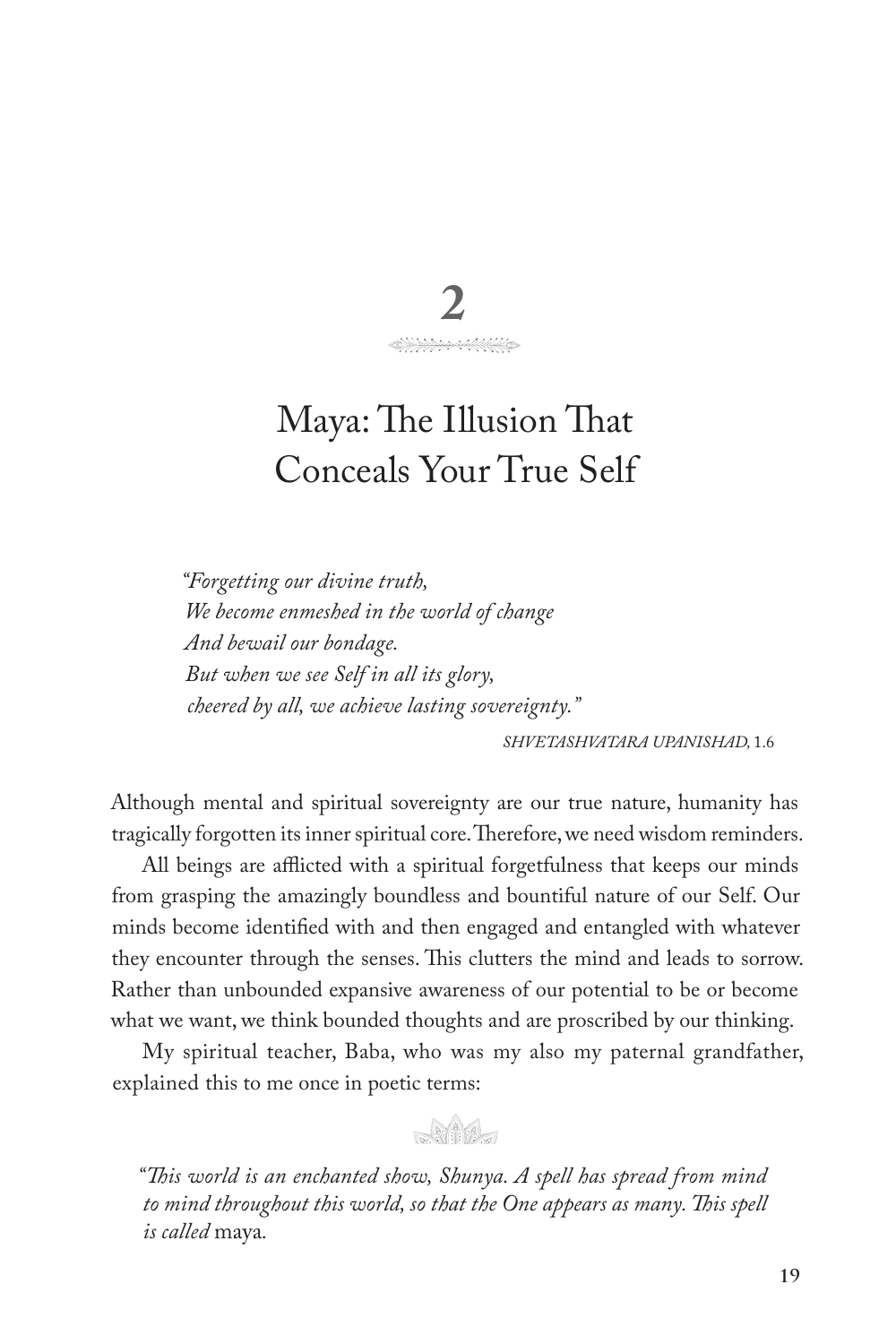# 2

## Maya: The Illusion That Conceals Your True Self

> *"Forgetting our divine truth,*
> *We become enmeshed in the world of change*
> *And bewail our bondage.*
> *But when we see Self in all its glory,*
> *cheered by all, we achieve lasting sovereignty."*
>
> SHVETASHVATARA UPANISHAD, 1.6

Although mental and spiritual sovereignty are our true nature, humanity has tragically forgotten its inner spiritual core. Therefore, we need wisdom reminders.

All beings are afflicted with a spiritual forgetfulness that keeps our minds from grasping the amazingly boundless and bountiful nature of our Self. Our minds become identified with and then engaged and entangled with whatever they encounter through the senses. This clutters the mind and leads to sorrow. Rather than unbounded expansive awareness of our potential to be or become what we want, we think bounded thoughts and are proscribed by our thinking.

My spiritual teacher, Baba, who was my also my paternal grandfather, explained this to me once in poetic terms:

*"This world is an enchanted show, Shunya. A spell has spread from mind to mind throughout this world, so that the One appears as many. This spell is called* maya*.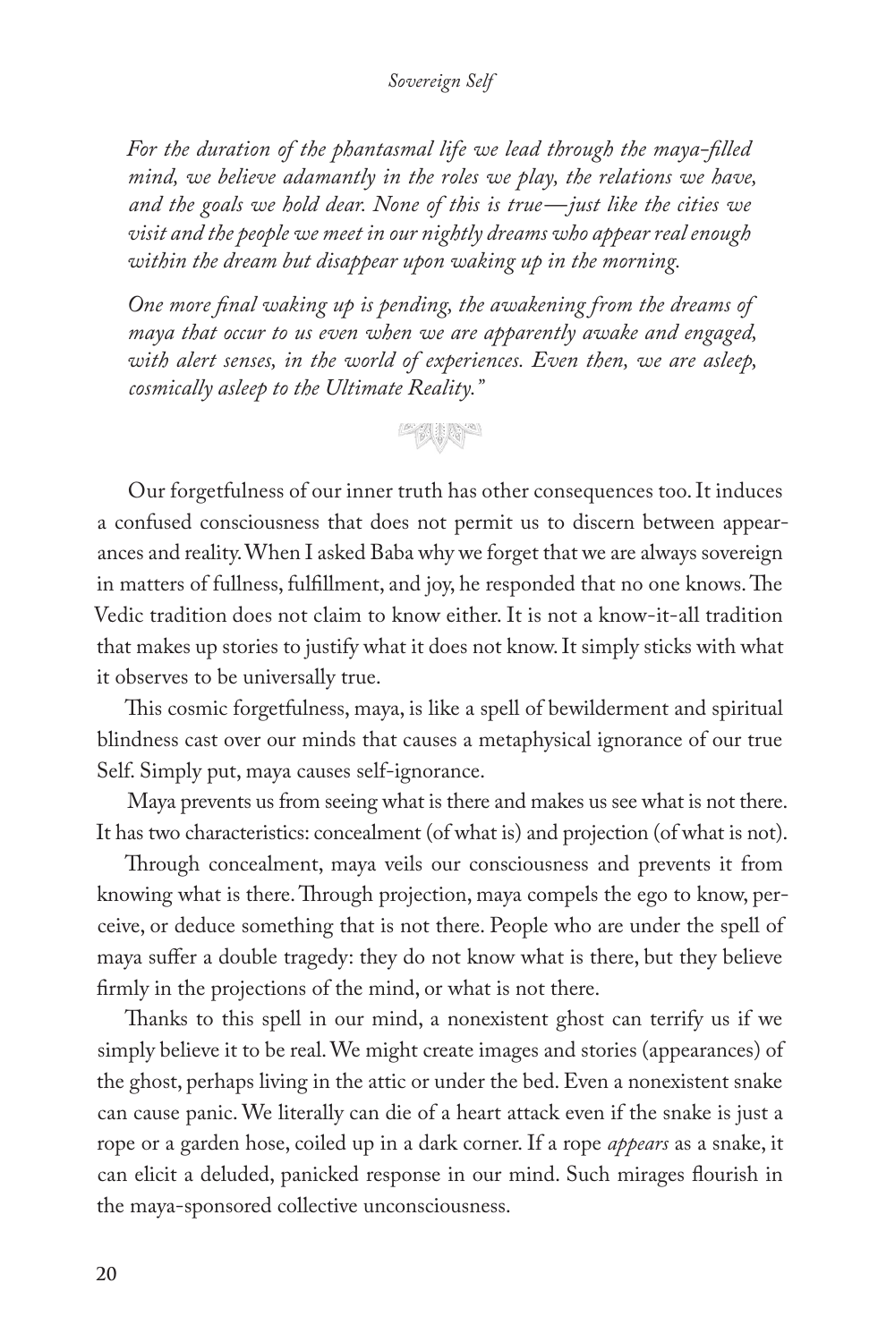*For the duration of the phantasmal life we lead through the maya-filled mind, we believe adamantly in the roles we play, the relations we have, and the goals we hold dear. None of this is true—just like the cities we visit and the people we meet in our nightly dreams who appear real enough within the dream but disappear upon waking up in the morning.*

*One more final waking up is pending, the awakening from the dreams of maya that occur to us even when we are apparently awake and engaged, with alert senses, in the world of experiences. Even then, we are asleep, cosmically asleep to the Ultimate Reality."*

Our forgetfulness of our inner truth has other consequences too. It induces a confused consciousness that does not permit us to discern between appearances and reality. When I asked Baba why we forget that we are always sovereign in matters of fullness, fulfillment, and joy, he responded that no one knows. The Vedic tradition does not claim to know either. It is not a know-it-all tradition that makes up stories to justify what it does not know. It simply sticks with what it observes to be universally true.

This cosmic forgetfulness, maya, is like a spell of bewilderment and spiritual blindness cast over our minds that causes a metaphysical ignorance of our true Self. Simply put, maya causes self-ignorance.

Maya prevents us from seeing what is there and makes us see what is not there. It has two characteristics: concealment (of what is) and projection (of what is not).

Through concealment, maya veils our consciousness and prevents it from knowing what is there. Through projection, maya compels the ego to know, perceive, or deduce something that is not there. People who are under the spell of maya suffer a double tragedy: they do not know what is there, but they believe firmly in the projections of the mind, or what is not there.

Thanks to this spell in our mind, a nonexistent ghost can terrify us if we simply believe it to be real. We might create images and stories (appearances) of the ghost, perhaps living in the attic or under the bed. Even a nonexistent snake can cause panic. We literally can die of a heart attack even if the snake is just a rope or a garden hose, coiled up in a dark corner. If a rope *appears* as a snake, it can elicit a deluded, panicked response in our mind. Such mirages flourish in the maya-sponsored collective unconsciousness.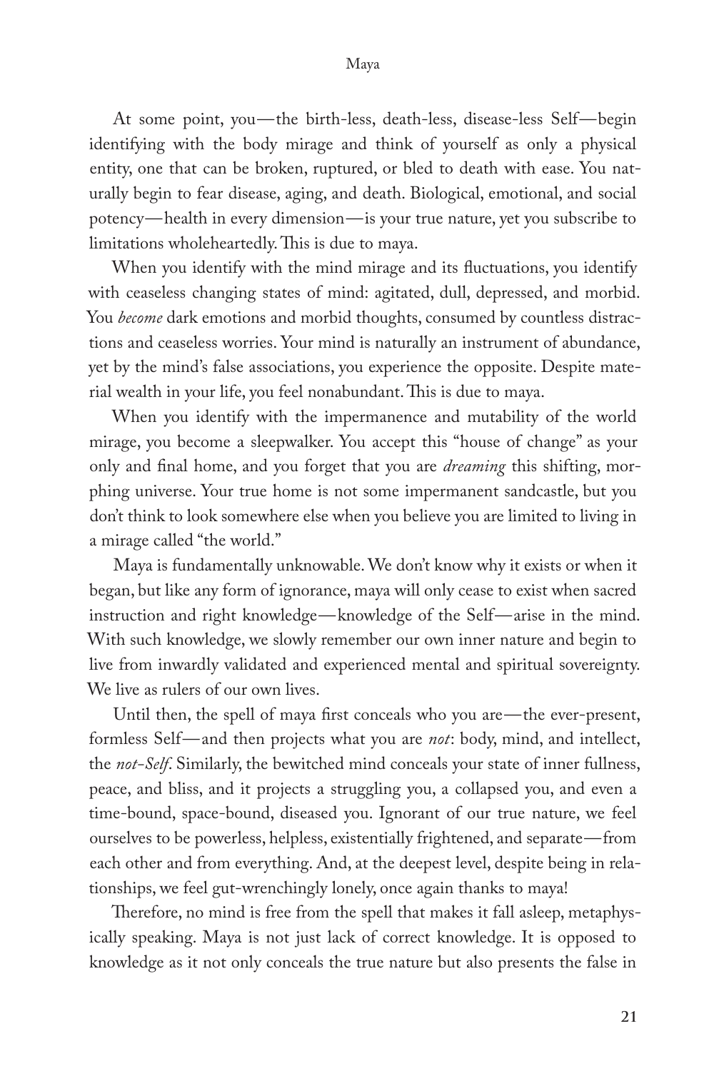At some point, you—the birth-less, death-less, disease-less Self—begin identifying with the body mirage and think of yourself as only a physical entity, one that can be broken, ruptured, or bled to death with ease. You naturally begin to fear disease, aging, and death. Biological, emotional, and social potency—health in every dimension—is your true nature, yet you subscribe to limitations wholeheartedly. This is due to maya.

When you identify with the mind mirage and its fluctuations, you identify with ceaseless changing states of mind: agitated, dull, depressed, and morbid. You *become* dark emotions and morbid thoughts, consumed by countless distractions and ceaseless worries. Your mind is naturally an instrument of abundance, yet by the mind's false associations, you experience the opposite. Despite material wealth in your life, you feel nonabundant. This is due to maya.

When you identify with the impermanence and mutability of the world mirage, you become a sleepwalker. You accept this "house of change" as your only and final home, and you forget that you are *dreaming* this shifting, morphing universe. Your true home is not some impermanent sandcastle, but you don't think to look somewhere else when you believe you are limited to living in a mirage called "the world."

Maya is fundamentally unknowable. We don't know why it exists or when it began, but like any form of ignorance, maya will only cease to exist when sacred instruction and right knowledge—knowledge of the Self—arise in the mind. With such knowledge, we slowly remember our own inner nature and begin to live from inwardly validated and experienced mental and spiritual sovereignty. We live as rulers of our own lives.

Until then, the spell of maya first conceals who you are—the ever-present, formless Self—and then projects what you are *not*: body, mind, and intellect, the *not-Self*. Similarly, the bewitched mind conceals your state of inner fullness, peace, and bliss, and it projects a struggling you, a collapsed you, and even a time-bound, space-bound, diseased you. Ignorant of our true nature, we feel ourselves to be powerless, helpless, existentially frightened, and separate—from each other and from everything. And, at the deepest level, despite being in relationships, we feel gut-wrenchingly lonely, once again thanks to maya!

Therefore, no mind is free from the spell that makes it fall asleep, metaphysically speaking. Maya is not just lack of correct knowledge. It is opposed to knowledge as it not only conceals the true nature but also presents the false in